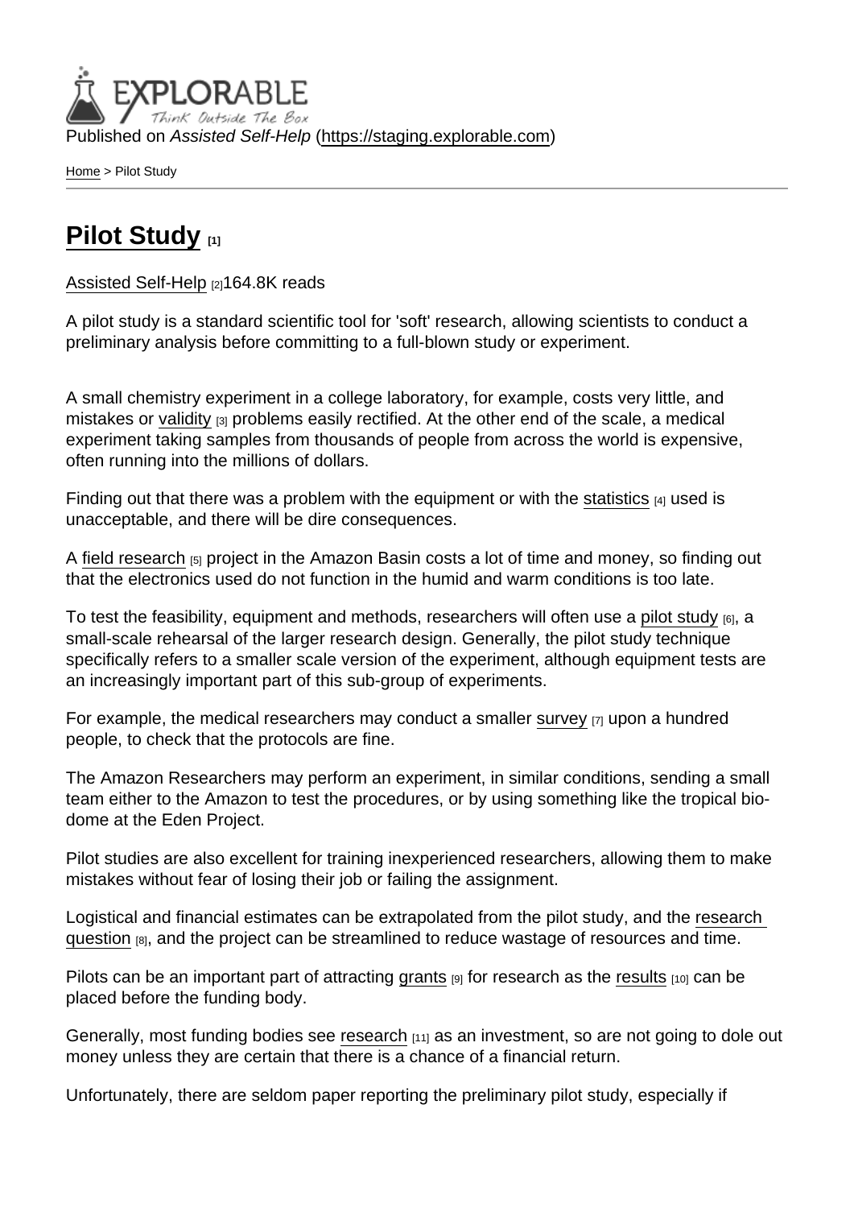Published on *Assisted Self-Help* (https://staging.explorable.com)

Home > Pilot Study

# Pilot Study [1]

Assisted Self-Help [2]164.8K reads

A pilot study is a standard scientific tool for 'soft' research, allowing scientists to conduct a preliminary analysis before committing to a full-blown study or experiment.

A small chemistry experiment in a college laboratory, for example, costs very little, and mistakes or validity [3] problems easily rectified. At the other end of the scale, a medical experiment taking samples from thousands of people from across the world is expensive, often running into the millions of dollars.

Finding out that there was a problem with the equipment or with the statistics [4] used is unacceptable, and there will be dire consequences.

A field research [5] project in the Amazon Basin costs a lot of time and money, so finding out that the electronics used do not function in the humid and warm conditions is too late.

To test the feasibility, equipment and methods, researchers will often use a pilot study [6], a small-scale rehearsal of the larger research design. Generally, the pilot study technique specifically refers to a smaller scale version of the experiment, although equipment tests are an increasingly important part of this sub-group of experiments.

For example, the medical researchers may conduct a smaller survey [7] upon a hundred people, to check that the protocols are fine.

The Amazon Researchers may perform an experiment, in similar conditions, sending a small team either to the Amazon to test the procedures, or by using something like the tropical bio-dome at the Eden Project.

Pilot studies are also excellent for training inexperienced researchers, allowing them to make mistakes without fear of losing their job or failing the assignment.

Logistical and financial estimates can be extrapolated from the pilot study, and the research question [8], and the project can be streamlined to reduce wastage of resources and time.

Pilots can be an important part of attracting grants [9] for research as the results [10] can be placed before the funding body.

Generally, most funding bodies see research [11] as an investment, so are not going to dole out money unless they are certain that there is a chance of a financial return.

Unfortunately, there are seldom paper reporting the preliminary pilot study, especially if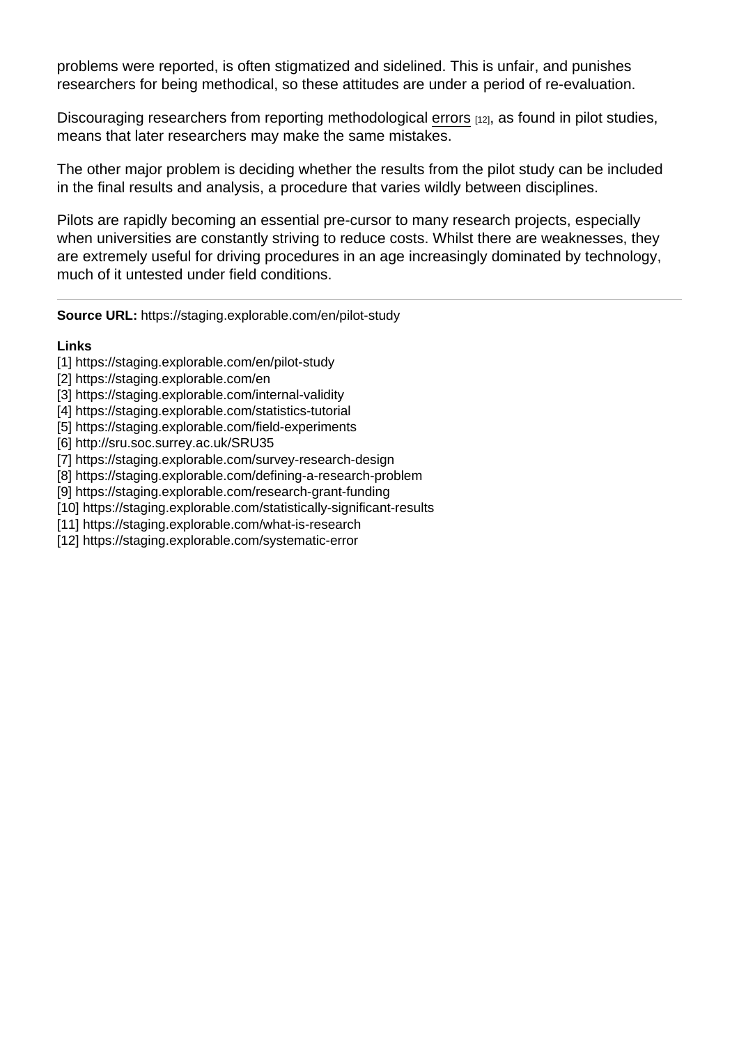problems were reported, is often stigmatized and sidelined. This is unfair, and punishes researchers for being methodical, so these attitudes are under a period of re-evaluation.

Discouraging researchers from reporting methodological errors [12], as found in pilot studies, means that later researchers may make the same mistakes.

The other major problem is deciding whether the results from the pilot study can be included in the final results and analysis, a procedure that varies wildly between disciplines.

Pilots are rapidly becoming an essential pre-cursor to many research projects, especially when universities are constantly striving to reduce costs. Whilst there are weaknesses, they are extremely useful for driving procedures in an age increasingly dominated by technology, much of it untested under field conditions.

---

**Source URL:** https://staging.explorable.com/en/pilot-study

**Links**
[1] https://staging.explorable.com/en/pilot-study
[2] https://staging.explorable.com/en
[3] https://staging.explorable.com/internal-validity
[4] https://staging.explorable.com/statistics-tutorial
[5] https://staging.explorable.com/field-experiments
[6] http://sru.soc.surrey.ac.uk/SRU35
[7] https://staging.explorable.com/survey-research-design
[8] https://staging.explorable.com/defining-a-research-problem
[9] https://staging.explorable.com/research-grant-funding
[10] https://staging.explorable.com/statistically-significant-results
[11] https://staging.explorable.com/what-is-research
[12] https://staging.explorable.com/systematic-error